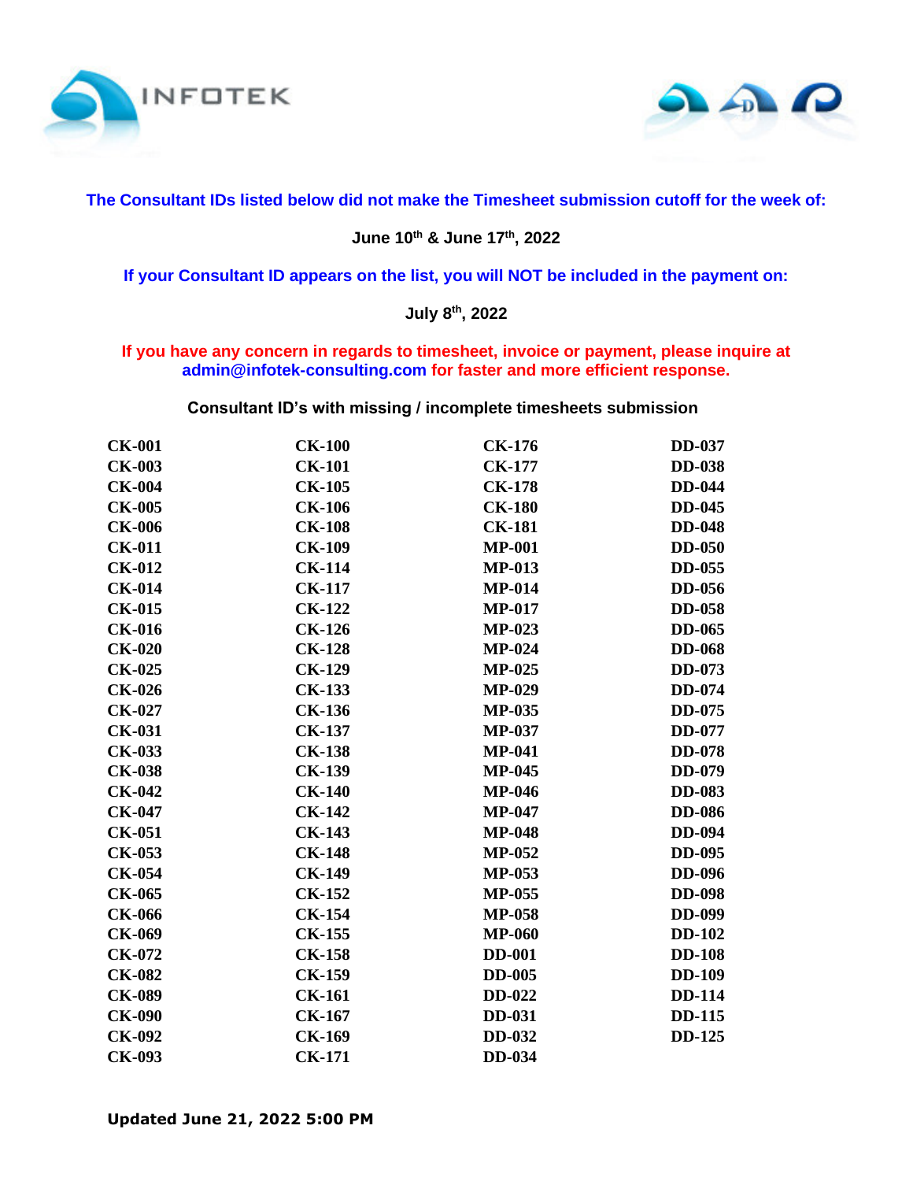INFOTEK

**The Consultant IDs listed below did not make the Timesheet submission cutoff for the week of:**

**June 10th & June 17th, 2022**

**If your Consultant ID appears on the list, you will NOT be included in the payment on:**

**July 8th, 2022**

**If you have any concern in regards to timesheet, invoice or payment, please inquire at admin@infotek-consulting.com for faster and more efficient response.**

**Consultant ID's with missing / incomplete timesheets submission**

| | | | |
|---|---|---|---|
| CK-001 | CK-100 | CK-176 | DD-037 |
| CK-003 | CK-101 | CK-177 | DD-038 |
| CK-004 | CK-105 | CK-178 | DD-044 |
| CK-005 | CK-106 | CK-180 | DD-045 |
| CK-006 | CK-108 | CK-181 | DD-048 |
| CK-011 | CK-109 | MP-001 | DD-050 |
| CK-012 | CK-114 | MP-013 | DD-055 |
| CK-014 | CK-117 | MP-014 | DD-056 |
| CK-015 | CK-122 | MP-017 | DD-058 |
| CK-016 | CK-126 | MP-023 | DD-065 |
| CK-020 | CK-128 | MP-024 | DD-068 |
| CK-025 | CK-129 | MP-025 | DD-073 |
| CK-026 | CK-133 | MP-029 | DD-074 |
| CK-027 | CK-136 | MP-035 | DD-075 |
| CK-031 | CK-137 | MP-037 | DD-077 |
| CK-033 | CK-138 | MP-041 | DD-078 |
| CK-038 | CK-139 | MP-045 | DD-079 |
| CK-042 | CK-140 | MP-046 | DD-083 |
| CK-047 | CK-142 | MP-047 | DD-086 |
| CK-051 | CK-143 | MP-048 | DD-094 |
| CK-053 | CK-148 | MP-052 | DD-095 |
| CK-054 | CK-149 | MP-053 | DD-096 |
| CK-065 | CK-152 | MP-055 | DD-098 |
| CK-066 | CK-154 | MP-058 | DD-099 |
| CK-069 | CK-155 | MP-060 | DD-102 |
| CK-072 | CK-158 | DD-001 | DD-108 |
| CK-082 | CK-159 | DD-005 | DD-109 |
| CK-089 | CK-161 | DD-022 | DD-114 |
| CK-090 | CK-167 | DD-031 | DD-115 |
| CK-092 | CK-169 | DD-032 | DD-125 |
| CK-093 | CK-171 | DD-034 | |

**Updated June 21, 2022 5:00 PM**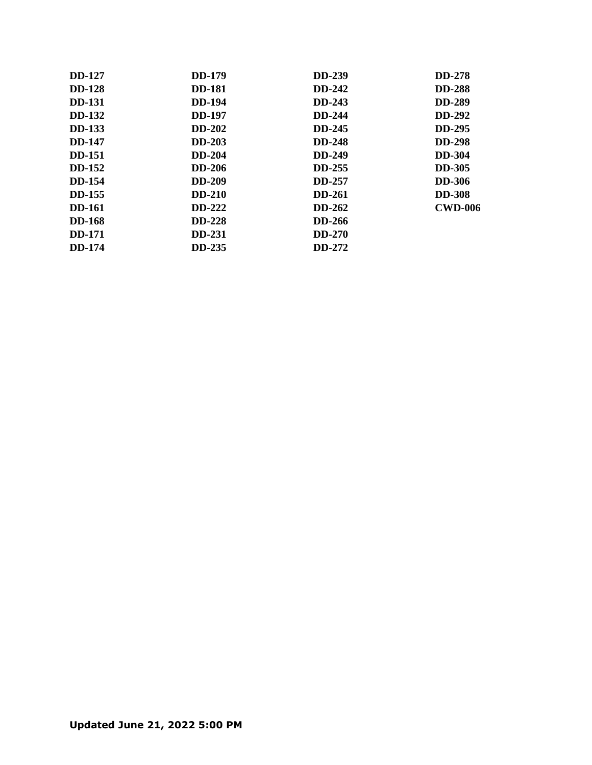**DD-127**
**DD-128**
**DD-131**
**DD-132**
**DD-133**
**DD-147**
**DD-151**
**DD-152**
**DD-154**
**DD-155**
**DD-161**
**DD-168**
**DD-171**
**DD-174**
**DD-179**
**DD-181**
**DD-194**
**DD-197**
**DD-202**
**DD-203**
**DD-204**
**DD-206**
**DD-209**
**DD-210**
**DD-222**
**DD-228**
**DD-231**
**DD-235**
**DD-239**
**DD-242**
**DD-243**
**DD-244**
**DD-245**
**DD-248**
**DD-249**
**DD-255**
**DD-257**
**DD-261**
**DD-262**
**DD-266**
**DD-270**
**DD-272**
**DD-278**
**DD-288**
**DD-289**
**DD-292**
**DD-295**
**DD-298**
**DD-304**
**DD-305**
**DD-306**
**DD-308**
**CWD-006**

**Updated June 21, 2022 5:00 PM**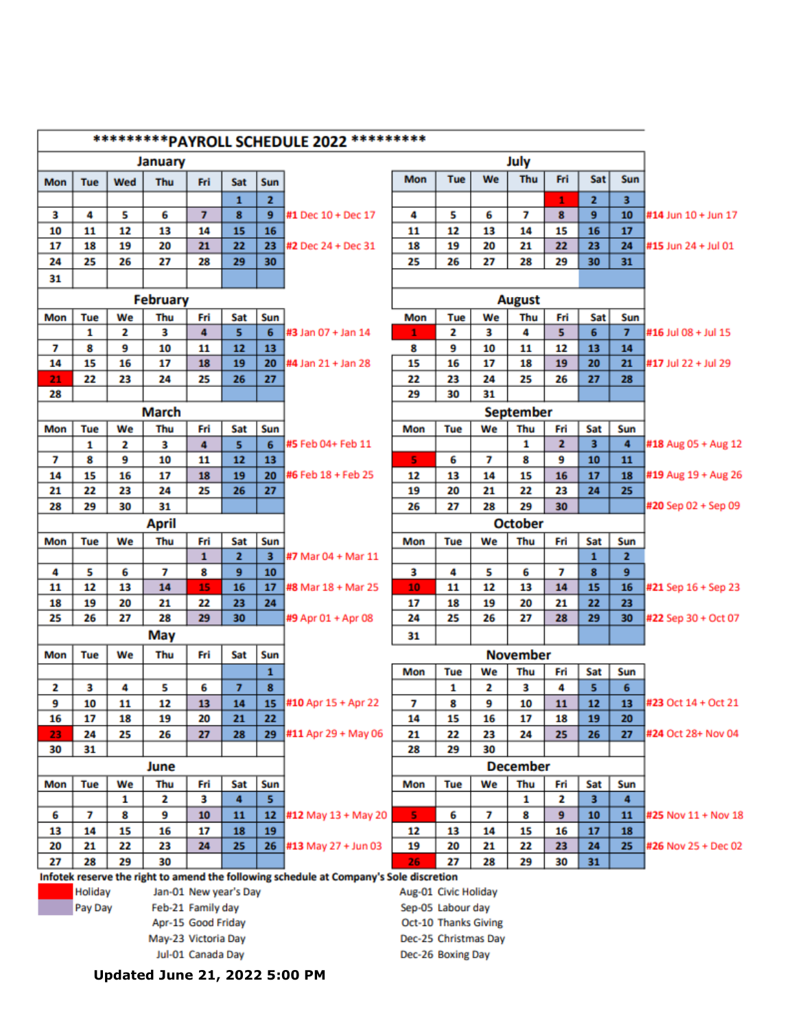# *********PAYROLL SCHEDULE 2022 *********

## January

| Mon | Tue | Wed | Thu | Fri | Sat | Sun | |
|---|---|---|---|---|---|---|---|
| | | | | | 1 | 2 | |
| 3 | 4 | 5 | 6 | 7 | 8 | 9 | #1 Dec 10 + Dec 17 |
| 10 | 11 | 12 | 13 | 14 | 15 | 16 | |
| 17 | 18 | 19 | 20 | 21 | 22 | 23 | #2 Dec 24 + Dec 31 |
| 24 | 25 | 26 | 27 | 28 | 29 | 30 | |
| 31 | | | | | | | |

## February

| Mon | Tue | We | Thu | Fri | Sat | Sun | |
|---|---|---|---|---|---|---|---|
| | 1 | 2 | 3 | 4 | 5 | 6 | #3 Jan 07 + Jan 14 |
| 7 | 8 | 9 | 10 | 11 | 12 | 13 | |
| 14 | 15 | 16 | 17 | 18 | 19 | 20 | #4 Jan 21 + Jan 28 |
| 21 | 22 | 23 | 24 | 25 | 26 | 27 | |
| 28 | | | | | | | |

## March

| Mon | Tue | We | Thu | Fri | Sat | Sun | |
|---|---|---|---|---|---|---|---|
| | 1 | 2 | 3 | 4 | 5 | 6 | #5 Feb 04+ Feb 11 |
| 7 | 8 | 9 | 10 | 11 | 12 | 13 | |
| 14 | 15 | 16 | 17 | 18 | 19 | 20 | #6 Feb 18 + Feb 25 |
| 21 | 22 | 23 | 24 | 25 | 26 | 27 | |
| 28 | 29 | 30 | 31 | | | | |

## April

| Mon | Tue | We | Thu | Fri | Sat | Sun | |
|---|---|---|---|---|---|---|---|
| | | | | 1 | 2 | 3 | #7 Mar 04 + Mar 11 |
| 4 | 5 | 6 | 7 | 8 | 9 | 10 | |
| 11 | 12 | 13 | 14 | 15 | 16 | 17 | #8 Mar 18 + Mar 25 |
| 18 | 19 | 20 | 21 | 22 | 23 | 24 | |
| 25 | 26 | 27 | 28 | 29 | 30 | | #9 Apr 01 + Apr 08 |

## May

| Mon | Tue | We | Thu | Fri | Sat | Sun | |
|---|---|---|---|---|---|---|---|
| | | | | | | 1 | |
| 2 | 3 | 4 | 5 | 6 | 7 | 8 | |
| 9 | 10 | 11 | 12 | 13 | 14 | 15 | #10 Apr 15 + Apr 22 |
| 16 | 17 | 18 | 19 | 20 | 21 | 22 | |
| 23 | 24 | 25 | 26 | 27 | 28 | 29 | #11 Apr 29 + May 06 |
| 30 | 31 | | | | | | |

## June

| Mon | Tue | We | Thu | Fri | Sat | Sun | |
|---|---|---|---|---|---|---|---|
| | | 1 | 2 | 3 | 4 | 5 | |
| 6 | 7 | 8 | 9 | 10 | 11 | 12 | #12 May 13 + May 20 |
| 13 | 14 | 15 | 16 | 17 | 18 | 19 | |
| 20 | 21 | 22 | 23 | 24 | 25 | 26 | #13 May 27 + Jun 03 |
| 27 | 28 | 29 | 30 | | | | |

## July

| Mon | Tue | We | Thu | Fri | Sat | Sun | |
|---|---|---|---|---|---|---|---|
| | | | | 1 | 2 | 3 | |
| 4 | 5 | 6 | 7 | 8 | 9 | 10 | #14 Jun 10 + Jun 17 |
| 11 | 12 | 13 | 14 | 15 | 16 | 17 | |
| 18 | 19 | 20 | 21 | 22 | 23 | 24 | #15 Jun 24 + Jul 01 |
| 25 | 26 | 27 | 28 | 29 | 30 | 31 | |

## August

| Mon | Tue | We | Thu | Fri | Sat | Sun | |
|---|---|---|---|---|---|---|---|
| 1 | 2 | 3 | 4 | 5 | 6 | 7 | #16 Jul 08 + Jul 15 |
| 8 | 9 | 10 | 11 | 12 | 13 | 14 | |
| 15 | 16 | 17 | 18 | 19 | 20 | 21 | #17 Jul 22 + Jul 29 |
| 22 | 23 | 24 | 25 | 26 | 27 | 28 | |
| 29 | 30 | 31 | | | | | |

## September

| Mon | Tue | We | Thu | Fri | Sat | Sun | |
|---|---|---|---|---|---|---|---|
| | | | 1 | 2 | 3 | 4 | #18 Aug 05 + Aug 12 |
| 5 | 6 | 7 | 8 | 9 | 10 | 11 | |
| 12 | 13 | 14 | 15 | 16 | 17 | 18 | #19 Aug 19 + Aug 26 |
| 19 | 20 | 21 | 22 | 23 | 24 | 25 | |
| 26 | 27 | 28 | 29 | 30 | | | #20 Sep 02 + Sep 09 |

## October

| Mon | Tue | We | Thu | Fri | Sat | Sun | |
|---|---|---|---|---|---|---|---|
| | | | | | 1 | 2 | |
| 3 | 4 | 5 | 6 | 7 | 8 | 9 | |
| 10 | 11 | 12 | 13 | 14 | 15 | 16 | #21 Sep 16 + Sep 23 |
| 17 | 18 | 19 | 20 | 21 | 22 | 23 | |
| 24 | 25 | 26 | 27 | 28 | 29 | 30 | #22 Sep 30 + Oct 07 |
| 31 | | | | | | | |

## November

| Mon | Tue | We | Thu | Fri | Sat | Sun | |
|---|---|---|---|---|---|---|---|
| | 1 | 2 | 3 | 4 | 5 | 6 | |
| 7 | 8 | 9 | 10 | 11 | 12 | 13 | #23 Oct 14 + Oct 21 |
| 14 | 15 | 16 | 17 | 18 | 19 | 20 | |
| 21 | 22 | 23 | 24 | 25 | 26 | 27 | #24 Oct 28+ Nov 04 |
| 28 | 29 | 30 | | | | | |

## December

| Mon | Tue | We | Thu | Fri | Sat | Sun | |
|---|---|---|---|---|---|---|---|
| | | | 1 | 2 | 3 | 4 | |
| 5 | 6 | 7 | 8 | 9 | 10 | 11 | #25 Nov 11 + Nov 18 |
| 12 | 13 | 14 | 15 | 16 | 17 | 18 | |
| 19 | 20 | 21 | 22 | 23 | 24 | 25 | #26 Nov 25 + Dec 02 |
| 26 | 27 | 28 | 29 | 30 | 31 | | |

**Infotek reserve the right to amend the following schedule at Company's Sole discretion**

Holiday

Pay Day

| | |
|---|---|
| Jan-01 New year's Day | Aug-01 Civic Holiday |
| Feb-21 Family day | Sep-05 Labour day |
| Apr-15 Good Friday | Oct-10 Thanks Giving |
| May-23 Victoria Day | Dec-25 Christmas Day |
| Jul-01 Canada Day | Dec-26 Boxing Day |

**Updated June 21, 2022 5:00 PM**